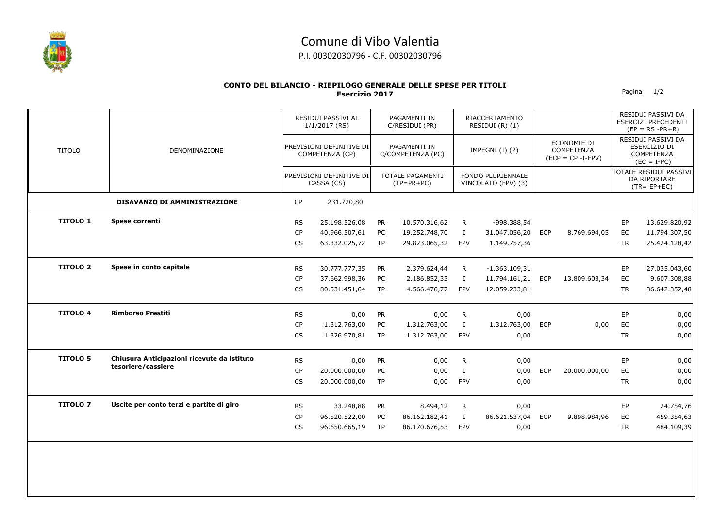# Comune di Vibo Valentia

P.I. 00302030796 - C.F. 00302030796

## CONTO DEL BILANCIO - RIEPILOGO GENERALE DELLE SPESE PER TITOLI
### Esercizio 2017

| TITOLO | DENOMINAZIONE | | RESIDUI PASSIVI AL 1/1/2017 (RS) / PREVISIONI DEFINITIVE DI COMPETENZA (CP) / PREVISIONI DEFINITIVE DI CASSA (CS) | | PAGAMENTI IN C/RESIDUI (PR) / PAGAMENTI IN C/COMPETENZA (PC) / TOTALE PAGAMENTI (TP=PR+PC) | | RIACCERTAMENTO RESIDUI (R) (1) / IMPEGNI (I) (2) / FONDO PLURIENNALE VINCOLATO (FPV) (3) | | ECONOMIE DI COMPETENZA (ECP = CP -I-FPV) | | RESIDUI PASSIVI DA ESERCIZI PRECEDENTI (EP = RS -PR+R) / RESIDUI PASSIVI DA ESERCIZIO DI COMPETENZA (EC = I-PC) / TOTALE RESIDUI PASSIVI DA RIPORTARE (TR= EP+EC) |
|---|---|---|---|---|---|---|---|---|---|---|---|
| | **DISAVANZO DI AMMINISTRAZIONE** | CP | 231.720,80 | | | | | | | | |
| **TITOLO 1** | **Spese correnti** | RS | 25.198.526,08 | PR | 10.570.316,62 | R | -998.388,54 | | | EP | 13.629.820,92 |
| | | CP | 40.966.507,61 | PC | 19.252.748,70 | I | 31.047.056,20 | ECP | 8.769.694,05 | EC | 11.794.307,50 |
| | | CS | 63.332.025,72 | TP | 29.823.065,32 | FPV | 1.149.757,36 | | | TR | 25.424.128,42 |
| **TITOLO 2** | **Spese in conto capitale** | RS | 30.777.777,35 | PR | 2.379.624,44 | R | -1.363.109,31 | | | EP | 27.035.043,60 |
| | | CP | 37.662.998,36 | PC | 2.186.852,33 | I | 11.794.161,21 | ECP | 13.809.603,34 | EC | 9.607.308,88 |
| | | CS | 80.531.451,64 | TP | 4.566.476,77 | FPV | 12.059.233,81 | | | TR | 36.642.352,48 |
| **TITOLO 4** | **Rimborso Prestiti** | RS | 0,00 | PR | 0,00 | R | 0,00 | | | EP | 0,00 |
| | | CP | 1.312.763,00 | PC | 1.312.763,00 | I | 1.312.763,00 | ECP | 0,00 | EC | 0,00 |
| | | CS | 1.326.970,81 | TP | 1.312.763,00 | FPV | 0,00 | | | TR | 0,00 |
| **TITOLO 5** | **Chiusura Anticipazioni ricevute da istituto tesoriere/cassiere** | RS | 0,00 | PR | 0,00 | R | 0,00 | | | EP | 0,00 |
| | | CP | 20.000.000,00 | PC | 0,00 | I | 0,00 | ECP | 20.000.000,00 | EC | 0,00 |
| | | CS | 20.000.000,00 | TP | 0,00 | FPV | 0,00 | | | TR | 0,00 |
| **TITOLO 7** | **Uscite per conto terzi e partite di giro** | RS | 33.248,88 | PR | 8.494,12 | R | 0,00 | | | EP | 24.754,76 |
| | | CP | 96.520.522,00 | PC | 86.162.182,41 | I | 86.621.537,04 | ECP | 9.898.984,96 | EC | 459.354,63 |
| | | CS | 96.650.665,19 | TP | 86.170.676,53 | FPV | 0,00 | | | TR | 484.109,39 |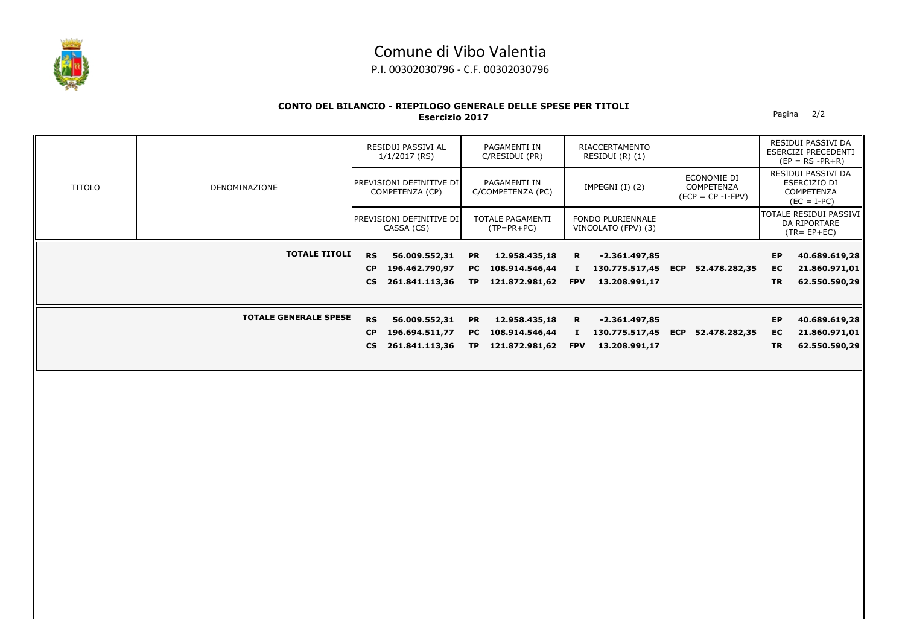# Comune di Vibo Valentia

P.I. 00302030796 - C.F. 00302030796

**CONTO DEL BILANCIO - RIEPILOGO GENERALE DELLE SPESE PER TITOLI**
**Esercizio 2017**

| TITOLO | DENOMINAZIONE | RESIDUI PASSIVI AL 1/1/2017 (RS) / PREVISIONI DEFINITIVE DI COMPETENZA (CP) / PREVISIONI DEFINITIVE DI CASSA (CS) | | PAGAMENTI IN C/RESIDUI (PR) / PAGAMENTI IN C/COMPETENZA (PC) / TOTALE PAGAMENTI (TP=PR+PC) | | RIACCERTAMENTO RESIDUI (R) (1) / IMPEGNI (I) (2) / FONDO PLURIENNALE VINCOLATO (FPV) (3) | | ECONOMIE DI COMPETENZA (ECP = CP -I-FPV) | | RESIDUI PASSIVI DA ESERCIZI PRECEDENTI (EP = RS -PR+R) / RESIDUI PASSIVI DA ESERCIZIO DI COMPETENZA (EC = I-PC) / TOTALE RESIDUI PASSIVI DA RIPORTARE (TR= EP+EC) | |
|---|---|---|---|---|---|---|---|---|---|---|---|
| | **TOTALE TITOLI** | **RS** | **56.009.552,31** | **PR** | **12.958.435,18** | **R** | **-2.361.497,85** | | | **EP** | **40.689.619,28** |
| | | **CP** | **196.462.790,97** | **PC** | **108.914.546,44** | **I** | **130.775.517,45** | **ECP** | **52.478.282,35** | **EC** | **21.860.971,01** |
| | | **CS** | **261.841.113,36** | **TP** | **121.872.981,62** | **FPV** | **13.208.991,17** | | | **TR** | **62.550.590,29** |
| | **TOTALE GENERALE SPESE** | **RS** | **56.009.552,31** | **PR** | **12.958.435,18** | **R** | **-2.361.497,85** | | | **EP** | **40.689.619,28** |
| | | **CP** | **196.694.511,77** | **PC** | **108.914.546,44** | **I** | **130.775.517,45** | **ECP** | **52.478.282,35** | **EC** | **21.860.971,01** |
| | | **CS** | **261.841.113,36** | **TP** | **121.872.981,62** | **FPV** | **13.208.991,17** | | | **TR** | **62.550.590,29** |